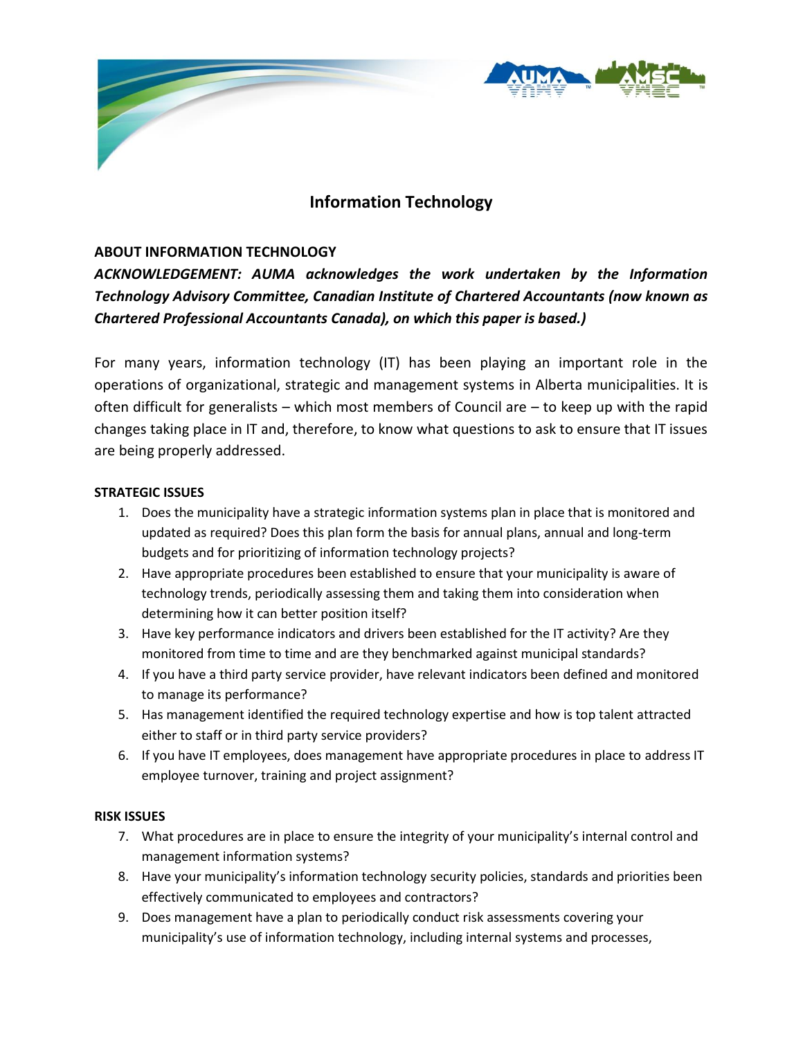# Information Technology

## ABOUT INFORMATION TECHNOLOGY

***ACKNOWLEDGEMENT: AUMA acknowledges the work undertaken by the Information Technology Advisory Committee, Canadian Institute of Chartered Accountants (now known as Chartered Professional Accountants Canada), on which this paper is based.)***

For many years, information technology (IT) has been playing an important role in the operations of organizational, strategic and management systems in Alberta municipalities. It is often difficult for generalists – which most members of Council are – to keep up with the rapid changes taking place in IT and, therefore, to know what questions to ask to ensure that IT issues are being properly addressed.

### STRATEGIC ISSUES

1. Does the municipality have a strategic information systems plan in place that is monitored and updated as required? Does this plan form the basis for annual plans, annual and long-term budgets and for prioritizing of information technology projects?
2. Have appropriate procedures been established to ensure that your municipality is aware of technology trends, periodically assessing them and taking them into consideration when determining how it can better position itself?
3. Have key performance indicators and drivers been established for the IT activity? Are they monitored from time to time and are they benchmarked against municipal standards?
4. If you have a third party service provider, have relevant indicators been defined and monitored to manage its performance?
5. Has management identified the required technology expertise and how is top talent attracted either to staff or in third party service providers?
6. If you have IT employees, does management have appropriate procedures in place to address IT employee turnover, training and project assignment?

### RISK ISSUES

7. What procedures are in place to ensure the integrity of your municipality's internal control and management information systems?
8. Have your municipality's information technology security policies, standards and priorities been effectively communicated to employees and contractors?
9. Does management have a plan to periodically conduct risk assessments covering your municipality's use of information technology, including internal systems and processes,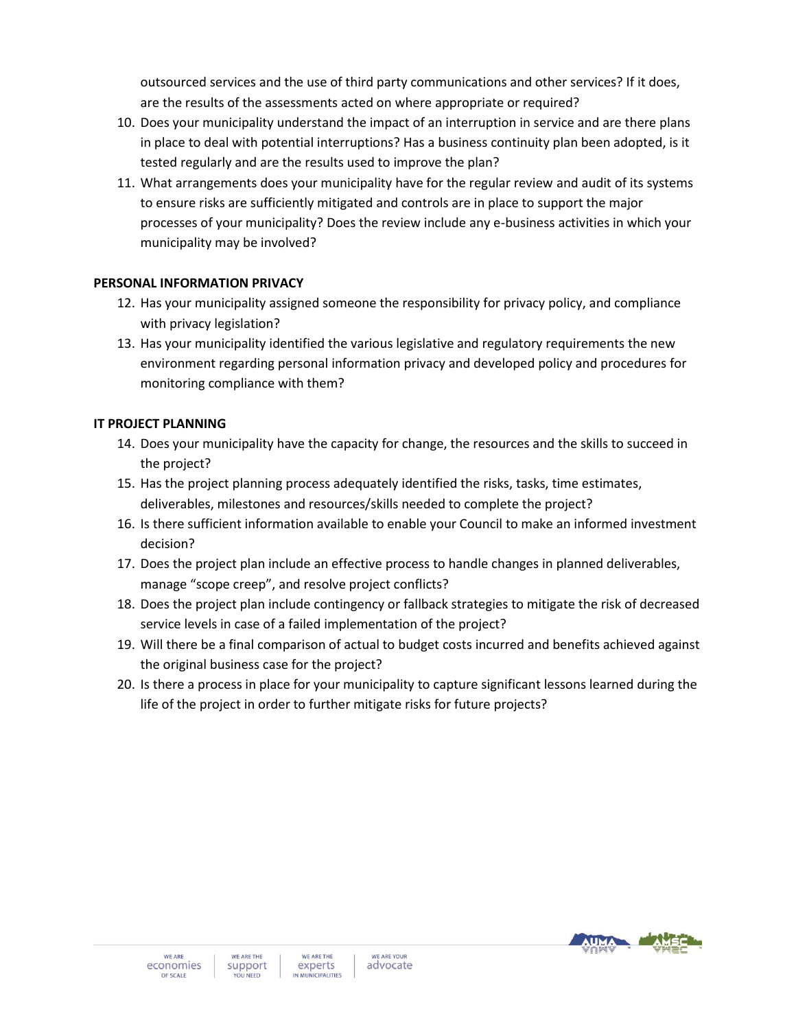outsourced services and the use of third party communications and other services? If it does, are the results of the assessments acted on where appropriate or required?

10. Does your municipality understand the impact of an interruption in service and are there plans in place to deal with potential interruptions? Has a business continuity plan been adopted, is it tested regularly and are the results used to improve the plan?
11. What arrangements does your municipality have for the regular review and audit of its systems to ensure risks are sufficiently mitigated and controls are in place to support the major processes of your municipality? Does the review include any e-business activities in which your municipality may be involved?

**PERSONAL INFORMATION PRIVACY**

12. Has your municipality assigned someone the responsibility for privacy policy, and compliance with privacy legislation?
13. Has your municipality identified the various legislative and regulatory requirements the new environment regarding personal information privacy and developed policy and procedures for monitoring compliance with them?

**IT PROJECT PLANNING**

14. Does your municipality have the capacity for change, the resources and the skills to succeed in the project?
15. Has the project planning process adequately identified the risks, tasks, time estimates, deliverables, milestones and resources/skills needed to complete the project?
16. Is there sufficient information available to enable your Council to make an informed investment decision?
17. Does the project plan include an effective process to handle changes in planned deliverables, manage "scope creep", and resolve project conflicts?
18. Does the project plan include contingency or fallback strategies to mitigate the risk of decreased service levels in case of a failed implementation of the project?
19. Will there be a final comparison of actual to budget costs incurred and benefits achieved against the original business case for the project?
20. Is there a process in place for your municipality to capture significant lessons learned during the life of the project in order to further mitigate risks for future projects?